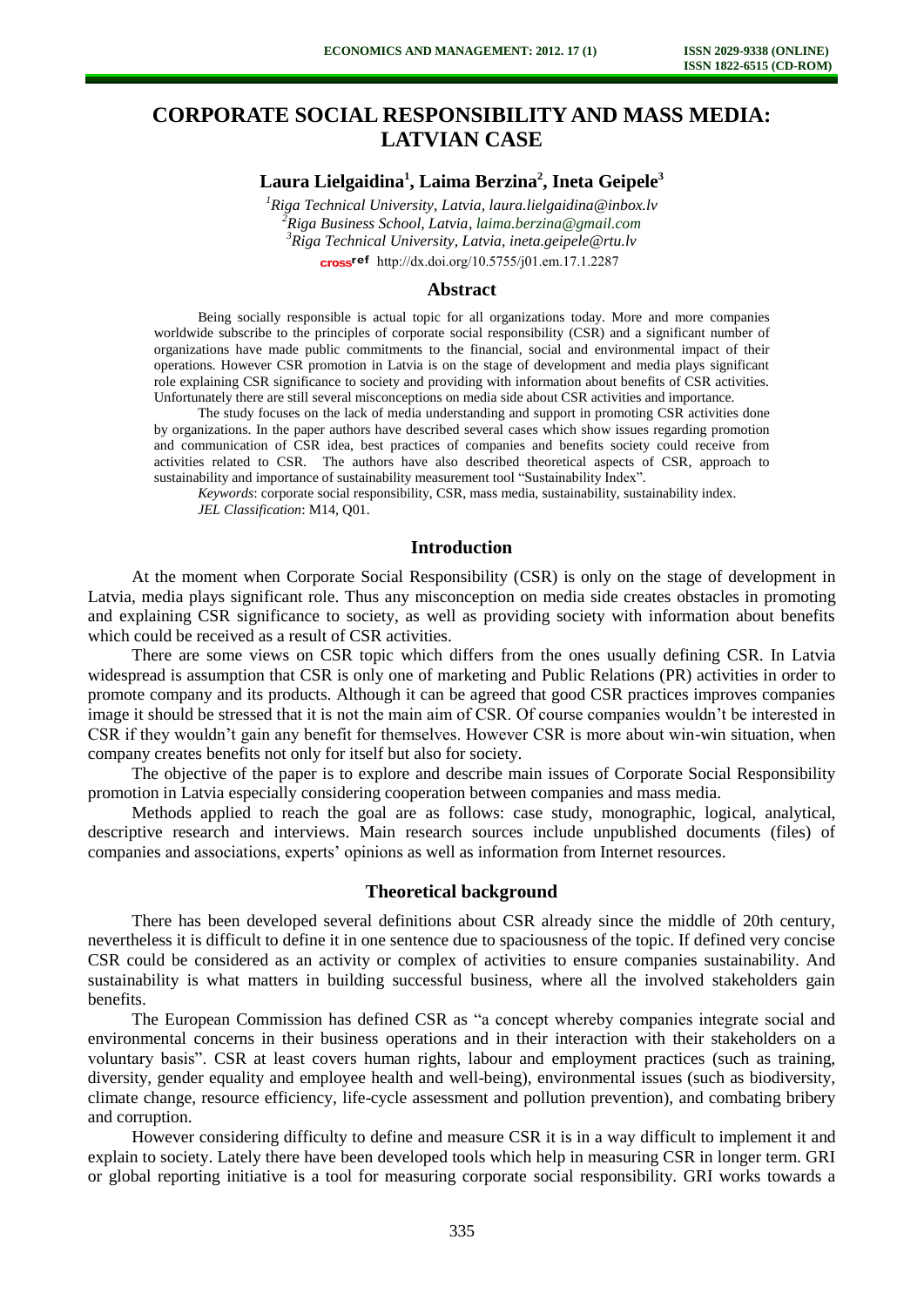# CORPORATE SOCIAL RESPONSIBILITY AND MASS MEDIA: LATVIAN CASE

**Laura Lielgaidina[1], Laima Berzina[2], Ineta Geipele[3]**

*[1]Riga Technical University, Latvia, laura.lielgaidina@inbox.lv*
*[2]Riga Business School, Latvia, laima.berzina@gmail.com*
*[3]Riga Technical University, Latvia, ineta.geipele@rtu.lv*
http://dx.doi.org/10.5755/j01.em.17.1.2287

## Abstract

Being socially responsible is actual topic for all organizations today. More and more companies worldwide subscribe to the principles of corporate social responsibility (CSR) and a significant number of organizations have made public commitments to the financial, social and environmental impact of their operations. However CSR promotion in Latvia is on the stage of development and media plays significant role explaining CSR significance to society and providing with information about benefits of CSR activities. Unfortunately there are still several misconceptions on media side about CSR activities and importance.

The study focuses on the lack of media understanding and support in promoting CSR activities done by organizations. In the paper authors have described several cases which show issues regarding promotion and communication of CSR idea, best practices of companies and benefits society could receive from activities related to CSR. The authors have also described theoretical aspects of CSR, approach to sustainability and importance of sustainability measurement tool "Sustainability Index".

*Keywords*: corporate social responsibility, CSR, mass media, sustainability, sustainability index.
*JEL Classification*: M14, Q01.

## Introduction

At the moment when Corporate Social Responsibility (CSR) is only on the stage of development in Latvia, media plays significant role. Thus any misconception on media side creates obstacles in promoting and explaining CSR significance to society, as well as providing society with information about benefits which could be received as a result of CSR activities.

There are some views on CSR topic which differs from the ones usually defining CSR. In Latvia widespread is assumption that CSR is only one of marketing and Public Relations (PR) activities in order to promote company and its products. Although it can be agreed that good CSR practices improves companies image it should be stressed that it is not the main aim of CSR. Of course companies wouldn't be interested in CSR if they wouldn't gain any benefit for themselves. However CSR is more about win-win situation, when company creates benefits not only for itself but also for society.

The objective of the paper is to explore and describe main issues of Corporate Social Responsibility promotion in Latvia especially considering cooperation between companies and mass media.

Methods applied to reach the goal are as follows: case study, monographic, logical, analytical, descriptive research and interviews. Main research sources include unpublished documents (files) of companies and associations, experts' opinions as well as information from Internet resources.

## Theoretical background

There has been developed several definitions about CSR already since the middle of 20th century, nevertheless it is difficult to define it in one sentence due to spaciousness of the topic. If defined very concise CSR could be considered as an activity or complex of activities to ensure companies sustainability. And sustainability is what matters in building successful business, where all the involved stakeholders gain benefits.

The European Commission has defined CSR as "a concept whereby companies integrate social and environmental concerns in their business operations and in their interaction with their stakeholders on a voluntary basis". CSR at least covers human rights, labour and employment practices (such as training, diversity, gender equality and employee health and well-being), environmental issues (such as biodiversity, climate change, resource efficiency, life-cycle assessment and pollution prevention), and combating bribery and corruption.

However considering difficulty to define and measure CSR it is in a way difficult to implement it and explain to society. Lately there have been developed tools which help in measuring CSR in longer term. GRI or global reporting initiative is a tool for measuring corporate social responsibility. GRI works towards a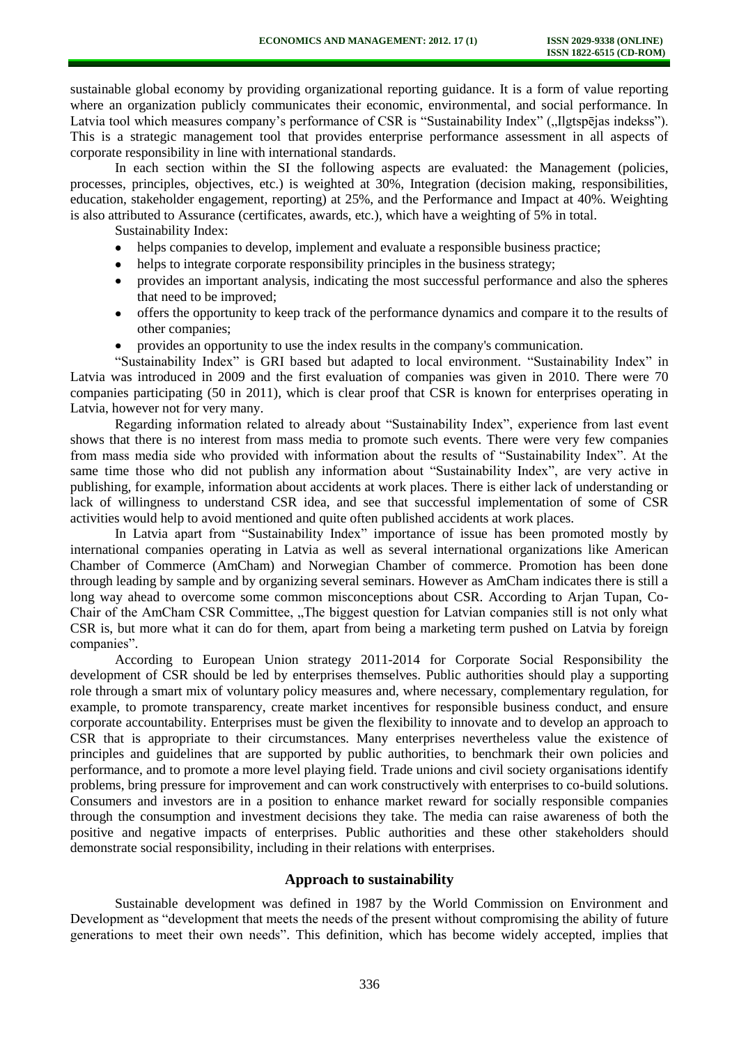sustainable global economy by providing organizational reporting guidance. It is a form of value reporting where an organization publicly communicates their economic, environmental, and social performance. In Latvia tool which measures company's performance of CSR is "Sustainability Index" („Ilgtspējas indekss"). This is a strategic management tool that provides enterprise performance assessment in all aspects of corporate responsibility in line with international standards.

In each section within the SI the following aspects are evaluated: the Management (policies, processes, principles, objectives, etc.) is weighted at 30%, Integration (decision making, responsibilities, education, stakeholder engagement, reporting) at 25%, and the Performance and Impact at 40%. Weighting is also attributed to Assurance (certificates, awards, etc.), which have a weighting of 5% in total.

Sustainability Index:

- helps companies to develop, implement and evaluate a responsible business practice;
- helps to integrate corporate responsibility principles in the business strategy;
- provides an important analysis, indicating the most successful performance and also the spheres that need to be improved;
- offers the opportunity to keep track of the performance dynamics and compare it to the results of other companies;
- provides an opportunity to use the index results in the company's communication.

"Sustainability Index" is GRI based but adapted to local environment. "Sustainability Index" in Latvia was introduced in 2009 and the first evaluation of companies was given in 2010. There were 70 companies participating (50 in 2011), which is clear proof that CSR is known for enterprises operating in Latvia, however not for very many.

Regarding information related to already about "Sustainability Index", experience from last event shows that there is no interest from mass media to promote such events. There were very few companies from mass media side who provided with information about the results of "Sustainability Index". At the same time those who did not publish any information about "Sustainability Index", are very active in publishing, for example, information about accidents at work places. There is either lack of understanding or lack of willingness to understand CSR idea, and see that successful implementation of some of CSR activities would help to avoid mentioned and quite often published accidents at work places.

In Latvia apart from "Sustainability Index" importance of issue has been promoted mostly by international companies operating in Latvia as well as several international organizations like American Chamber of Commerce (AmCham) and Norwegian Chamber of commerce. Promotion has been done through leading by sample and by organizing several seminars. However as AmCham indicates there is still a long way ahead to overcome some common misconceptions about CSR. According to Arjan Tupan, Co-Chair of the AmCham CSR Committee, „The biggest question for Latvian companies still is not only what CSR is, but more what it can do for them, apart from being a marketing term pushed on Latvia by foreign companies".

According to European Union strategy 2011-2014 for Corporate Social Responsibility the development of CSR should be led by enterprises themselves. Public authorities should play a supporting role through a smart mix of voluntary policy measures and, where necessary, complementary regulation, for example, to promote transparency, create market incentives for responsible business conduct, and ensure corporate accountability. Enterprises must be given the flexibility to innovate and to develop an approach to CSR that is appropriate to their circumstances. Many enterprises nevertheless value the existence of principles and guidelines that are supported by public authorities, to benchmark their own policies and performance, and to promote a more level playing field. Trade unions and civil society organisations identify problems, bring pressure for improvement and can work constructively with enterprises to co-build solutions. Consumers and investors are in a position to enhance market reward for socially responsible companies through the consumption and investment decisions they take. The media can raise awareness of both the positive and negative impacts of enterprises. Public authorities and these other stakeholders should demonstrate social responsibility, including in their relations with enterprises.

## Approach to sustainability

Sustainable development was defined in 1987 by the World Commission on Environment and Development as "development that meets the needs of the present without compromising the ability of future generations to meet their own needs". This definition, which has become widely accepted, implies that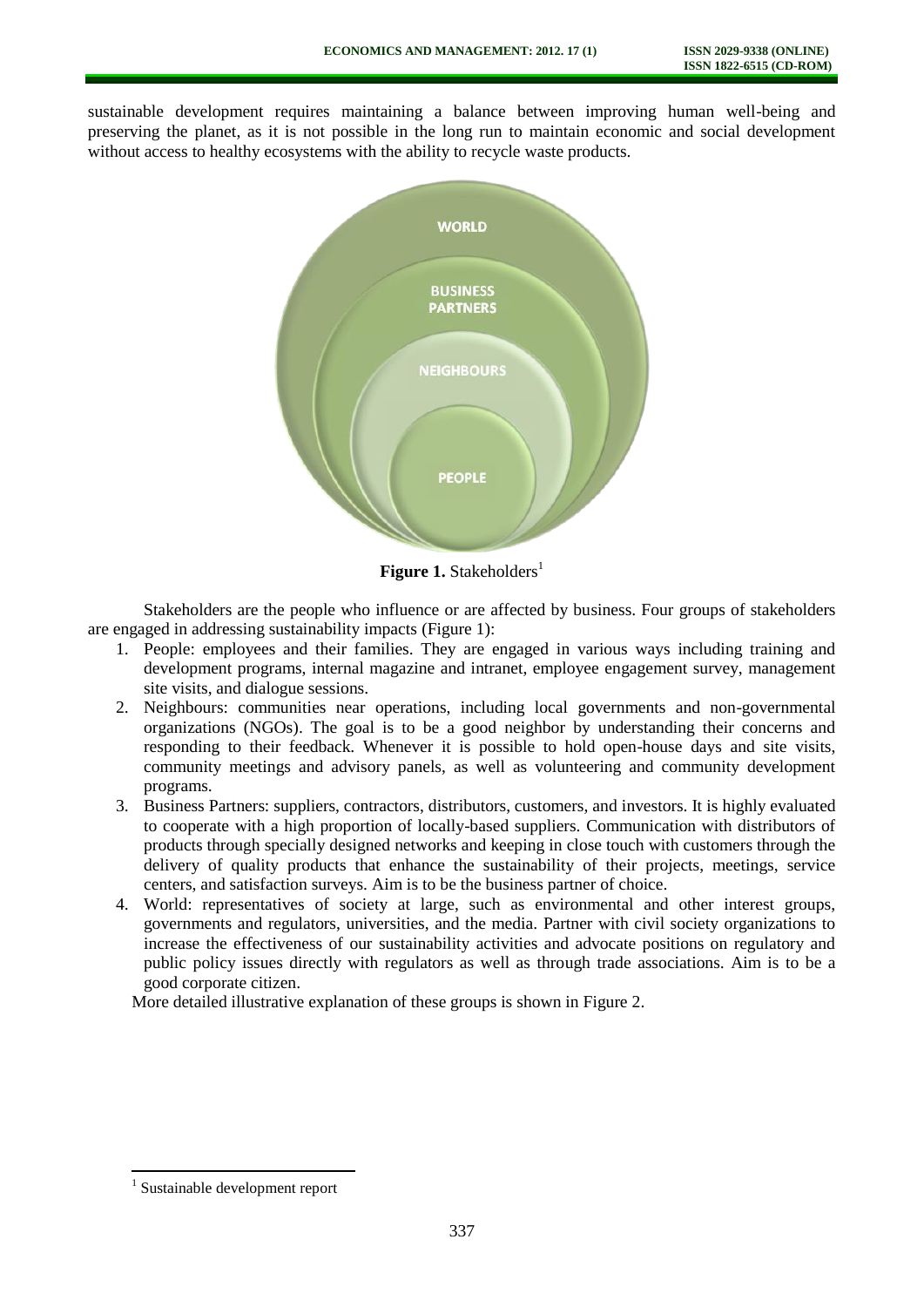sustainable development requires maintaining a balance between improving human well-being and preserving the planet, as it is not possible in the long run to maintain economic and social development without access to healthy ecosystems with the ability to recycle waste products.

WORLD

BUSINESS PARTNERS

NEIGHBOURS

PEOPLE

**Figure 1.** Stakeholders[1]

Stakeholders are the people who influence or are affected by business. Four groups of stakeholders are engaged in addressing sustainability impacts (Figure 1):

1. People: employees and their families. They are engaged in various ways including training and development programs, internal magazine and intranet, employee engagement survey, management site visits, and dialogue sessions.
2. Neighbours: communities near operations, including local governments and non-governmental organizations (NGOs). The goal is to be a good neighbor by understanding their concerns and responding to their feedback. Whenever it is possible to hold open-house days and site visits, community meetings and advisory panels, as well as volunteering and community development programs.
3. Business Partners: suppliers, contractors, distributors, customers, and investors. It is highly evaluated to cooperate with a high proportion of locally-based suppliers. Communication with distributors of products through specially designed networks and keeping in close touch with customers through the delivery of quality products that enhance the sustainability of their projects, meetings, service centers, and satisfaction surveys. Aim is to be the business partner of choice.
4. World: representatives of society at large, such as environmental and other interest groups, governments and regulators, universities, and the media. Partner with civil society organizations to increase the effectiveness of our sustainability activities and advocate positions on regulatory and public policy issues directly with regulators as well as through trade associations. Aim is to be a good corporate citizen.

More detailed illustrative explanation of these groups is shown in Figure 2.

[1] Sustainable development report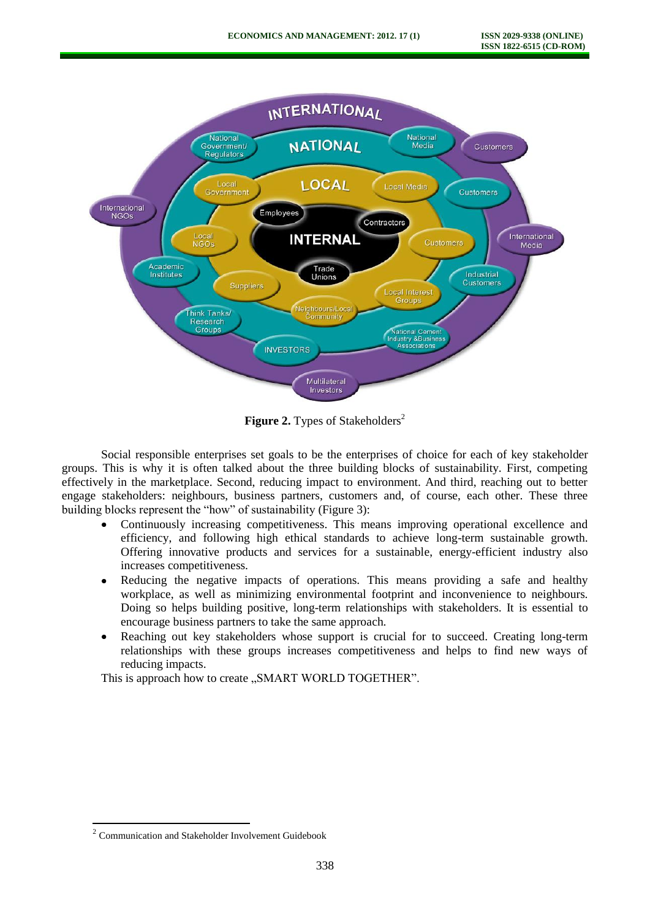**Figure 2.** Types of Stakeholders[2]

Social responsible enterprises set goals to be the enterprises of choice for each of key stakeholder groups. This is why it is often talked about the three building blocks of sustainability. First, competing effectively in the marketplace. Second, reducing impact to environment. And third, reaching out to better engage stakeholders: neighbours, business partners, customers and, of course, each other. These three building blocks represent the "how" of sustainability (Figure 3):

- Continuously increasing competitiveness. This means improving operational excellence and efficiency, and following high ethical standards to achieve long-term sustainable growth. Offering innovative products and services for a sustainable, energy-efficient industry also increases competitiveness.
- Reducing the negative impacts of operations. This means providing a safe and healthy workplace, as well as minimizing environmental footprint and inconvenience to neighbours. Doing so helps building positive, long-term relationships with stakeholders. It is essential to encourage business partners to take the same approach.
- Reaching out key stakeholders whose support is crucial for to succeed. Creating long-term relationships with these groups increases competitiveness and helps to find new ways of reducing impacts.

This is approach how to create „SMART WORLD TOGETHER".

[2] Communication and Stakeholder Involvement Guidebook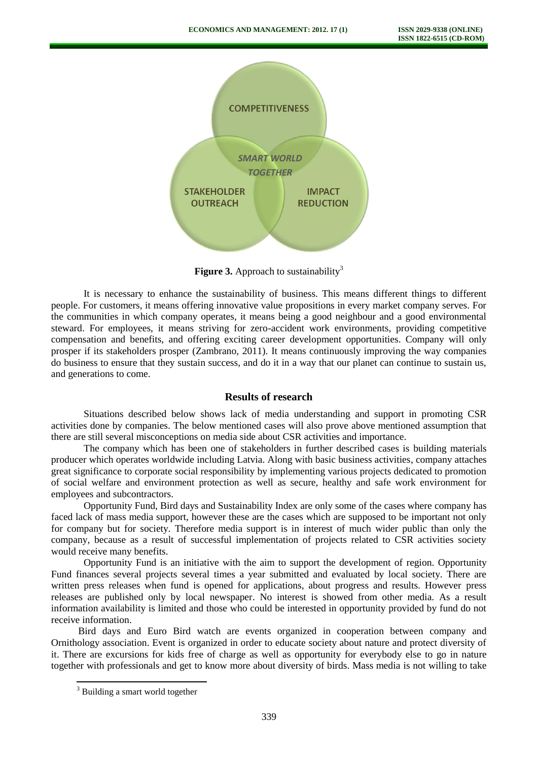COMPETITIVENESS

*SMART WORLD TOGETHER*

STAKEHOLDER OUTREACH

IMPACT REDUCTION

**Figure 3.** Approach to sustainability[3]

It is necessary to enhance the sustainability of business. This means different things to different people. For customers, it means offering innovative value propositions in every market company serves. For the communities in which company operates, it means being a good neighbour and a good environmental steward. For employees, it means striving for zero-accident work environments, providing competitive compensation and benefits, and offering exciting career development opportunities. Company will only prosper if its stakeholders prosper (Zambrano, 2011). It means continuously improving the way companies do business to ensure that they sustain success, and do it in a way that our planet can continue to sustain us, and generations to come.

## Results of research

Situations described below shows lack of media understanding and support in promoting CSR activities done by companies. The below mentioned cases will also prove above mentioned assumption that there are still several misconceptions on media side about CSR activities and importance.

The company which has been one of stakeholders in further described cases is building materials producer which operates worldwide including Latvia. Along with basic business activities, company attaches great significance to corporate social responsibility by implementing various projects dedicated to promotion of social welfare and environment protection as well as secure, healthy and safe work environment for employees and subcontractors.

Opportunity Fund, Bird days and Sustainability Index are only some of the cases where company has faced lack of mass media support, however these are the cases which are supposed to be important not only for company but for society. Therefore media support is in interest of much wider public than only the company, because as a result of successful implementation of projects related to CSR activities society would receive many benefits.

Opportunity Fund is an initiative with the aim to support the development of region. Opportunity Fund finances several projects several times a year submitted and evaluated by local society. There are written press releases when fund is opened for applications, about progress and results. However press releases are published only by local newspaper. No interest is showed from other media. As a result information availability is limited and those who could be interested in opportunity provided by fund do not receive information.

Bird days and Euro Bird watch are events organized in cooperation between company and Ornithology association. Event is organized in order to educate society about nature and protect diversity of it. There are excursions for kids free of charge as well as opportunity for everybody else to go in nature together with professionals and get to know more about diversity of birds. Mass media is not willing to take

[3] Building a smart world together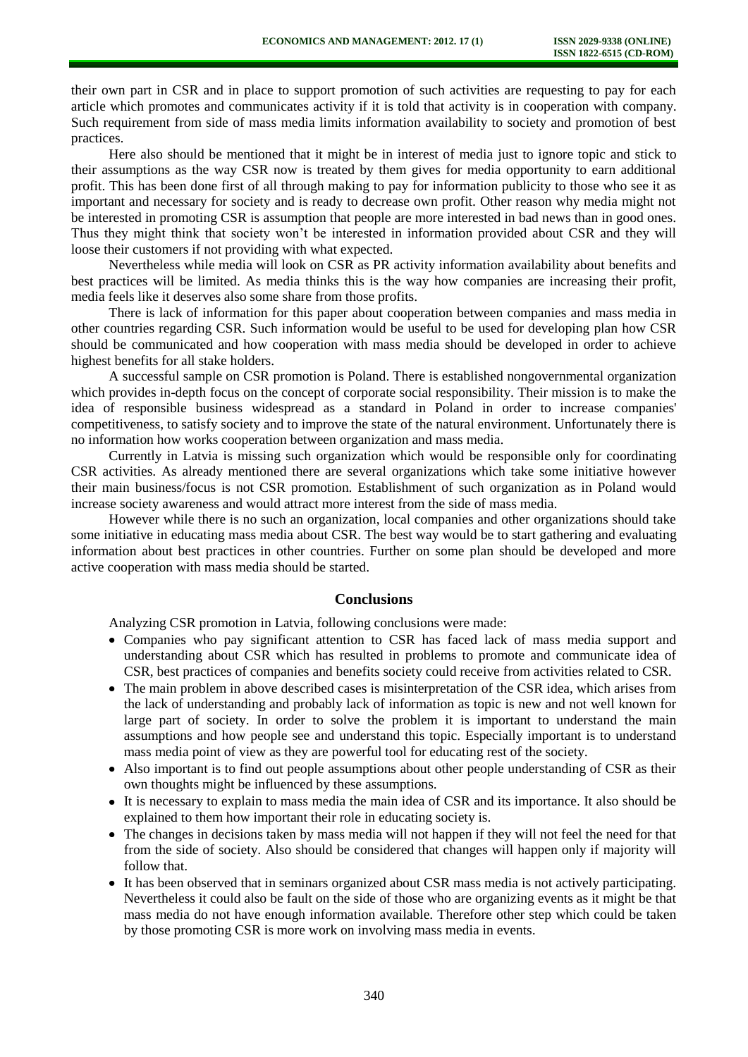their own part in CSR and in place to support promotion of such activities are requesting to pay for each article which promotes and communicates activity if it is told that activity is in cooperation with company. Such requirement from side of mass media limits information availability to society and promotion of best practices.

Here also should be mentioned that it might be in interest of media just to ignore topic and stick to their assumptions as the way CSR now is treated by them gives for media opportunity to earn additional profit. This has been done first of all through making to pay for information publicity to those who see it as important and necessary for society and is ready to decrease own profit. Other reason why media might not be interested in promoting CSR is assumption that people are more interested in bad news than in good ones. Thus they might think that society won't be interested in information provided about CSR and they will loose their customers if not providing with what expected.

Nevertheless while media will look on CSR as PR activity information availability about benefits and best practices will be limited. As media thinks this is the way how companies are increasing their profit, media feels like it deserves also some share from those profits.

There is lack of information for this paper about cooperation between companies and mass media in other countries regarding CSR. Such information would be useful to be used for developing plan how CSR should be communicated and how cooperation with mass media should be developed in order to achieve highest benefits for all stake holders.

A successful sample on CSR promotion is Poland. There is established nongovernmental organization which provides in-depth focus on the concept of corporate social responsibility. Their mission is to make the idea of responsible business widespread as a standard in Poland in order to increase companies' competitiveness, to satisfy society and to improve the state of the natural environment. Unfortunately there is no information how works cooperation between organization and mass media.

Currently in Latvia is missing such organization which would be responsible only for coordinating CSR activities. As already mentioned there are several organizations which take some initiative however their main business/focus is not CSR promotion. Establishment of such organization as in Poland would increase society awareness and would attract more interest from the side of mass media.

However while there is no such an organization, local companies and other organizations should take some initiative in educating mass media about CSR. The best way would be to start gathering and evaluating information about best practices in other countries. Further on some plan should be developed and more active cooperation with mass media should be started.

## Conclusions

Analyzing CSR promotion in Latvia, following conclusions were made:

- Companies who pay significant attention to CSR has faced lack of mass media support and understanding about CSR which has resulted in problems to promote and communicate idea of CSR, best practices of companies and benefits society could receive from activities related to CSR.
- The main problem in above described cases is misinterpretation of the CSR idea, which arises from the lack of understanding and probably lack of information as topic is new and not well known for large part of society. In order to solve the problem it is important to understand the main assumptions and how people see and understand this topic. Especially important is to understand mass media point of view as they are powerful tool for educating rest of the society.
- Also important is to find out people assumptions about other people understanding of CSR as their own thoughts might be influenced by these assumptions.
- It is necessary to explain to mass media the main idea of CSR and its importance. It also should be explained to them how important their role in educating society is.
- The changes in decisions taken by mass media will not happen if they will not feel the need for that from the side of society. Also should be considered that changes will happen only if majority will follow that.
- It has been observed that in seminars organized about CSR mass media is not actively participating. Nevertheless it could also be fault on the side of those who are organizing events as it might be that mass media do not have enough information available. Therefore other step which could be taken by those promoting CSR is more work on involving mass media in events.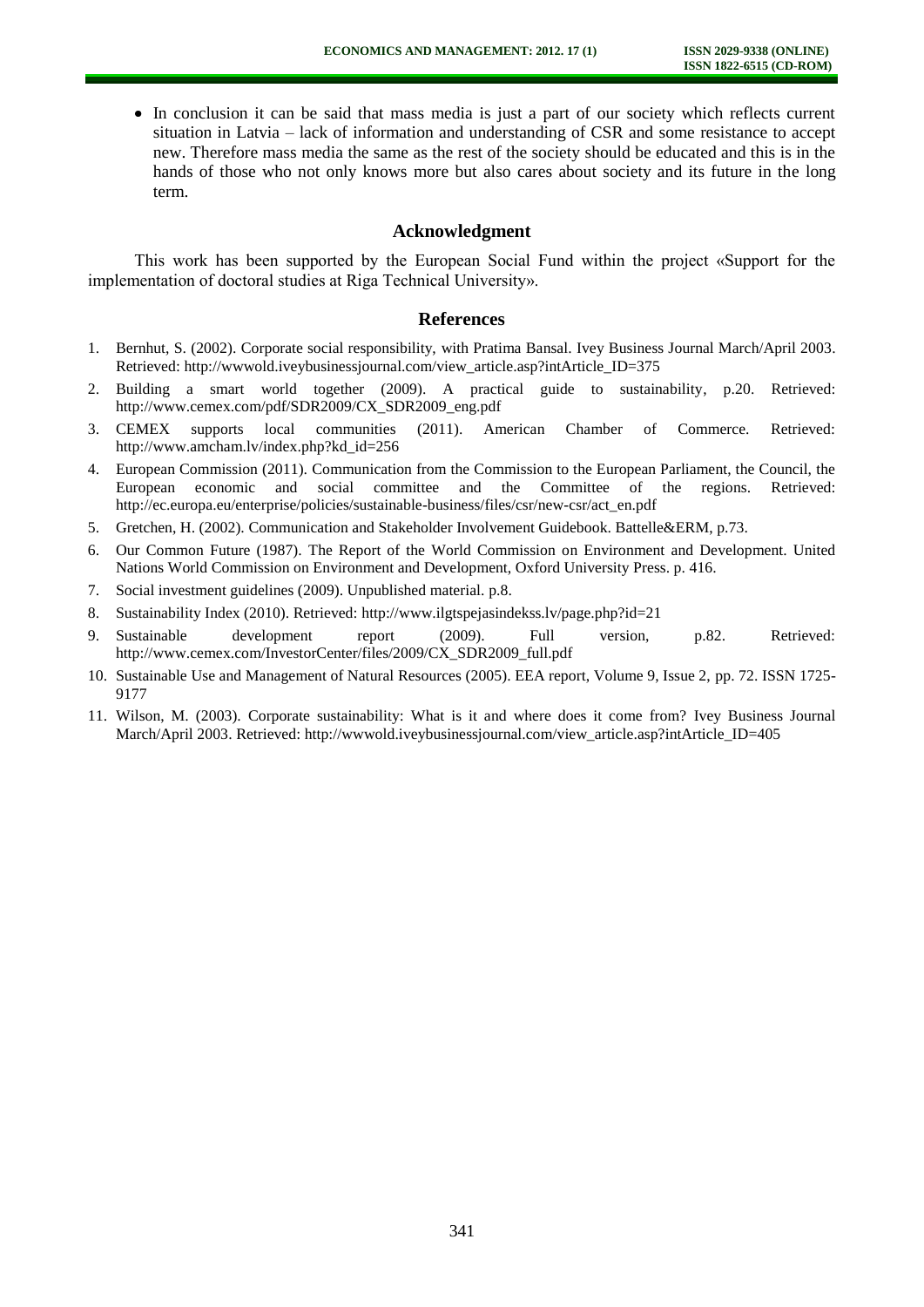- In conclusion it can be said that mass media is just a part of our society which reflects current situation in Latvia – lack of information and understanding of CSR and some resistance to accept new. Therefore mass media the same as the rest of the society should be educated and this is in the hands of those who not only knows more but also cares about society and its future in the long term.

## Acknowledgment

This work has been supported by the European Social Fund within the project «Support for the implementation of doctoral studies at Riga Technical University».

## References

1. Bernhut, S. (2002). Corporate social responsibility, with Pratima Bansal. Ivey Business Journal March/April 2003. Retrieved: http://wwwold.iveybusinessjournal.com/view_article.asp?intArticle_ID=375
2. Building a smart world together (2009). A practical guide to sustainability, p.20. Retrieved: http://www.cemex.com/pdf/SDR2009/CX_SDR2009_eng.pdf
3. CEMEX supports local communities (2011). American Chamber of Commerce. Retrieved: http://www.amcham.lv/index.php?kd_id=256
4. European Commission (2011). Communication from the Commission to the European Parliament, the Council, the European economic and social committee and the Committee of the regions. Retrieved: http://ec.europa.eu/enterprise/policies/sustainable-business/files/csr/new-csr/act_en.pdf
5. Gretchen, H. (2002). Communication and Stakeholder Involvement Guidebook. Battelle&ERM, p.73.
6. Our Common Future (1987). The Report of the World Commission on Environment and Development. United Nations World Commission on Environment and Development, Oxford University Press. p. 416.
7. Social investment guidelines (2009). Unpublished material. p.8.
8. Sustainability Index (2010). Retrieved: http://www.ilgtspejasindekss.lv/page.php?id=21
9. Sustainable development report (2009). Full version, p.82. Retrieved: http://www.cemex.com/InvestorCenter/files/2009/CX_SDR2009_full.pdf
10. Sustainable Use and Management of Natural Resources (2005). EEA report, Volume 9, Issue 2, pp. 72. ISSN 1725-9177
11. Wilson, M. (2003). Corporate sustainability: What is it and where does it come from? Ivey Business Journal March/April 2003. Retrieved: http://wwwold.iveybusinessjournal.com/view_article.asp?intArticle_ID=405